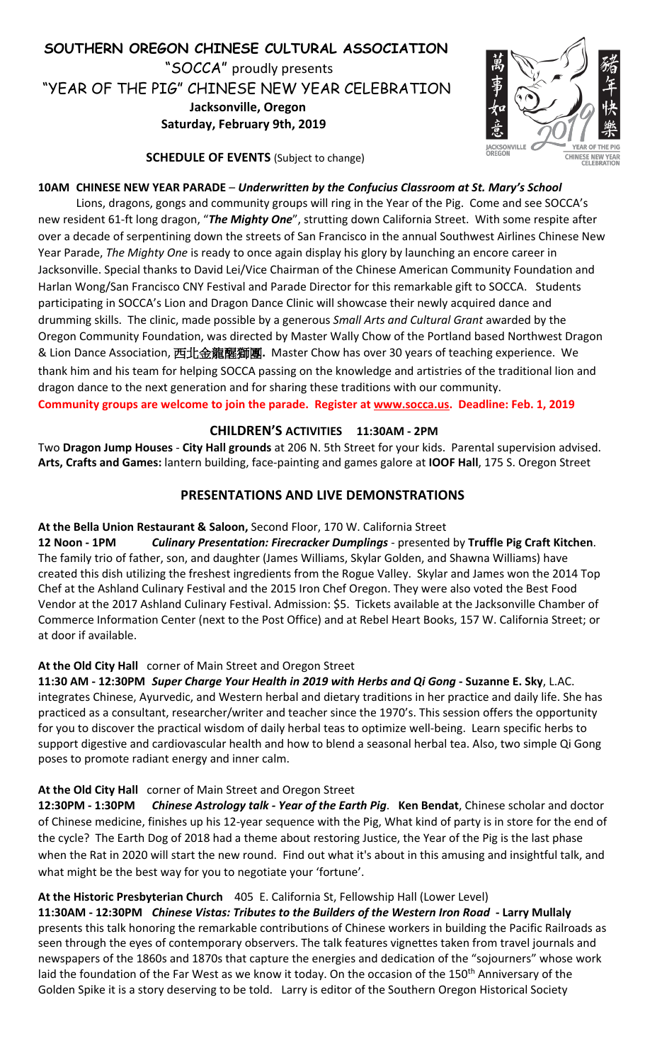# SOUTHERN OREGON CHINESE CULTURAL ASSOCIATION

"SOCCA" proudly presents

"YEAR OF THE PIG" CHINESE NEW YEAR CELEBRATION

**Jacksonville, Oregon**

**Saturday, February 9th, 2019**

**SCHEDULE OF EVENTS** (Subject to change)

## 10AM CHINESE NEW YEAR PARADE – *Underwritten by the Confucius Classroom at St. Mary's School*

Lions, dragons, gongs and community groups will ring in the Year of the Pig. Come and see SOCCA's new resident 61-ft long dragon, "***The Mighty One***", strutting down California Street. With some respite after over a decade of serpentining down the streets of San Francisco in the annual Southwest Airlines Chinese New Year Parade, *The Mighty One* is ready to once again display his glory by launching an encore career in Jacksonville. Special thanks to David Lei/Vice Chairman of the Chinese American Community Foundation and Harlan Wong/San Francisco CNY Festival and Parade Director for this remarkable gift to SOCCA. Students participating in SOCCA's Lion and Dragon Dance Clinic will showcase their newly acquired dance and drumming skills. The clinic, made possible by a generous *Small Arts and Cultural Grant* awarded by the Oregon Community Foundation, was directed by Master Wally Chow of the Portland based Northwest Dragon & Lion Dance Association, **西北金龍醒獅團.** Master Chow has over 30 years of teaching experience. We thank him and his team for helping SOCCA passing on the knowledge and artistries of the traditional lion and dragon dance to the next generation and for sharing these traditions with our community.

**Community groups are welcome to join the parade. Register at www.socca.us. Deadline: Feb. 1, 2019**

## CHILDREN'S ACTIVITIES 11:30AM - 2PM

Two **Dragon Jump Houses** - **City Hall grounds** at 206 N. 5th Street for your kids. Parental supervision advised. **Arts, Crafts and Games:** lantern building, face-painting and games galore at **IOOF Hall**, 175 S. Oregon Street

## PRESENTATIONS AND LIVE DEMONSTRATIONS

**At the Bella Union Restaurant & Saloon,** Second Floor, 170 W. California Street

**12 Noon - 1PM** ***Culinary Presentation: Firecracker Dumplings*** - presented by **Truffle Pig Craft Kitchen**. The family trio of father, son, and daughter (James Williams, Skylar Golden, and Shawna Williams) have created this dish utilizing the freshest ingredients from the Rogue Valley. Skylar and James won the 2014 Top Chef at the Ashland Culinary Festival and the 2015 Iron Chef Oregon. They were also voted the Best Food Vendor at the 2017 Ashland Culinary Festival. Admission: $5. Tickets available at the Jacksonville Chamber of Commerce Information Center (next to the Post Office) and at Rebel Heart Books, 157 W. California Street; or at door if available.

**At the Old City Hall** corner of Main Street and Oregon Street

**11:30 AM - 12:30PM** ***Super Charge Your Health in 2019 with Herbs and Qi Gong*** **- Suzanne E. Sky**, L.AC. integrates Chinese, Ayurvedic, and Western herbal and dietary traditions in her practice and daily life. She has practiced as a consultant, researcher/writer and teacher since the 1970's. This session offers the opportunity for you to discover the practical wisdom of daily herbal teas to optimize well-being. Learn specific herbs to support digestive and cardiovascular health and how to blend a seasonal herbal tea. Also, two simple Qi Gong poses to promote radiant energy and inner calm.

**At the Old City Hall** corner of Main Street and Oregon Street

**12:30PM - 1:30PM** ***Chinese Astrology talk - Year of the Earth Pig***. **Ken Bendat**, Chinese scholar and doctor of Chinese medicine, finishes up his 12-year sequence with the Pig, What kind of party is in store for the end of the cycle? The Earth Dog of 2018 had a theme about restoring Justice, the Year of the Pig is the last phase when the Rat in 2020 will start the new round. Find out what it's about in this amusing and insightful talk, and what might be the best way for you to negotiate your 'fortune'.

**At the Historic Presbyterian Church** 405 E. California St, Fellowship Hall (Lower Level)

**11:30AM - 12:30PM** ***Chinese Vistas: Tributes to the Builders of the Western Iron Road*** **- Larry Mullaly** presents this talk honoring the remarkable contributions of Chinese workers in building the Pacific Railroads as seen through the eyes of contemporary observers. The talk features vignettes taken from travel journals and newspapers of the 1860s and 1870s that capture the energies and dedication of the "sojourners" whose work laid the foundation of the Far West as we know it today. On the occasion of the 150th Anniversary of the Golden Spike it is a story deserving to be told. Larry is editor of the Southern Oregon Historical Society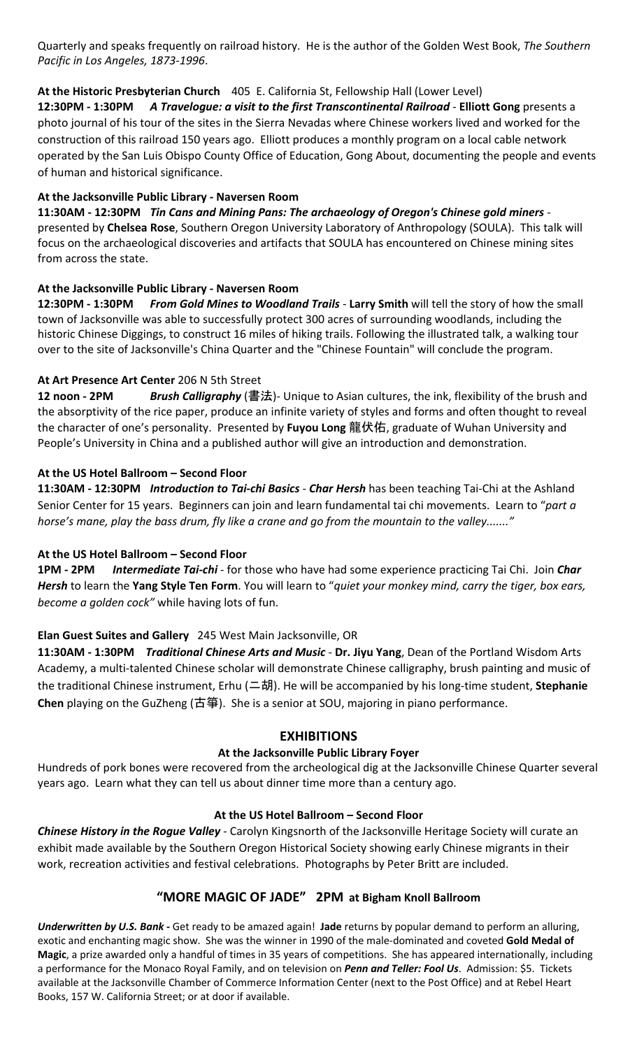Quarterly and speaks frequently on railroad history. He is the author of the Golden West Book, *The Southern Pacific in Los Angeles, 1873-1996*.

**At the Historic Presbyterian Church** 405 E. California St, Fellowship Hall (Lower Level)

**12:30PM - 1:30PM** *A Travelogue: a visit to the first Transcontinental Railroad* - **Elliott Gong** presents a photo journal of his tour of the sites in the Sierra Nevadas where Chinese workers lived and worked for the construction of this railroad 150 years ago. Elliott produces a monthly program on a local cable network operated by the San Luis Obispo County Office of Education, Gong About, documenting the people and events of human and historical significance.

**At the Jacksonville Public Library - Naversen Room**

**11:30AM - 12:30PM** *Tin Cans and Mining Pans: The archaeology of Oregon's Chinese gold miners* - presented by **Chelsea Rose**, Southern Oregon University Laboratory of Anthropology (SOULA). This talk will focus on the archaeological discoveries and artifacts that SOULA has encountered on Chinese mining sites from across the state.

**At the Jacksonville Public Library - Naversen Room**

**12:30PM - 1:30PM** *From Gold Mines to Woodland Trails* - **Larry Smith** will tell the story of how the small town of Jacksonville was able to successfully protect 300 acres of surrounding woodlands, including the historic Chinese Diggings, to construct 16 miles of hiking trails. Following the illustrated talk, a walking tour over to the site of Jacksonville's China Quarter and the "Chinese Fountain" will conclude the program.

**At Art Presence Art Center** 206 N 5th Street

**12 noon - 2PM** *Brush Calligraphy* (**書法**)- Unique to Asian cultures, the ink, flexibility of the brush and the absorptivity of the rice paper, produce an infinite variety of styles and forms and often thought to reveal the character of one's personality. Presented by **Fuyou Long 龍伏佑**, graduate of Wuhan University and People's University in China and a published author will give an introduction and demonstration.

**At the US Hotel Ballroom – Second Floor**

**11:30AM - 12:30PM** *Introduction to Tai-chi Basics* - ***Char Hersh*** has been teaching Tai-Chi at the Ashland Senior Center for 15 years. Beginners can join and learn fundamental tai chi movements. Learn to "*part a horse's mane, play the bass drum, fly like a crane and go from the mountain to the valley......."*

**At the US Hotel Ballroom – Second Floor**

**1PM - 2PM** *Intermediate Tai-chi* - for those who have had some experience practicing Tai Chi. Join ***Char Hersh*** to learn the **Yang Style Ten Form**. You will learn to "*quiet your monkey mind, carry the tiger, box ears, become a golden cock"* while having lots of fun.

**Elan Guest Suites and Gallery** 245 West Main Jacksonville, OR

**11:30AM - 1:30PM** *Traditional Chinese Arts and Music* - **Dr. Jiyu Yang**, Dean of the Portland Wisdom Arts Academy, a multi-talented Chinese scholar will demonstrate Chinese calligraphy, brush painting and music of the traditional Chinese instrument, Erhu (**二胡**). He will be accompanied by his long-time student, **Stephanie Chen** playing on the GuZheng (**古箏**). She is a senior at SOU, majoring in piano performance.

## EXHIBITIONS

### At the Jacksonville Public Library Foyer

Hundreds of pork bones were recovered from the archeological dig at the Jacksonville Chinese Quarter several years ago. Learn what they can tell us about dinner time more than a century ago.

### At the US Hotel Ballroom – Second Floor

***Chinese History in the Rogue Valley*** - Carolyn Kingsnorth of the Jacksonville Heritage Society will curate an exhibit made available by the Southern Oregon Historical Society showing early Chinese migrants in their work, recreation activities and festival celebrations. Photographs by Peter Britt are included.

## "MORE MAGIC OF JADE" 2PM at Bigham Knoll Ballroom

***Underwritten by U.S. Bank -*** Get ready to be amazed again! **Jade** returns by popular demand to perform an alluring, exotic and enchanting magic show. She was the winner in 1990 of the male-dominated and coveted **Gold Medal of Magic**, a prize awarded only a handful of times in 35 years of competitions. She has appeared internationally, including a performance for the Monaco Royal Family, and on television on ***Penn and Teller: Fool Us***. Admission: $5. Tickets available at the Jacksonville Chamber of Commerce Information Center (next to the Post Office) and at Rebel Heart Books, 157 W. California Street; or at door if available.